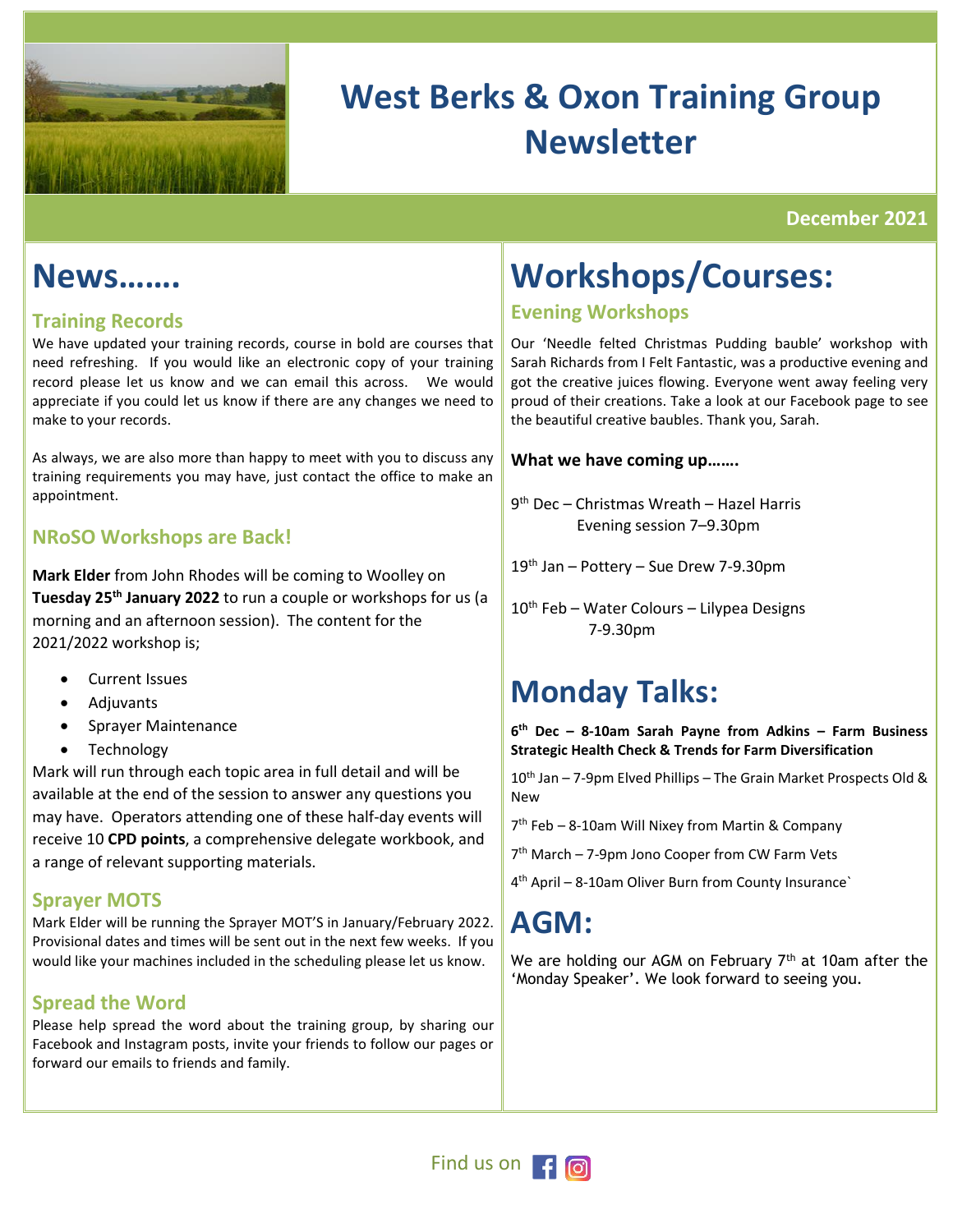# West Berks & Oxon Training Group Newsletter

**December 2021**

## News…….

### Training Records

We have updated your training records, course in bold are courses that need refreshing. If you would like an electronic copy of your training record please let us know and we can email this across. We would appreciate if you could let us know if there are any changes we need to make to your records.

As always, we are also more than happy to meet with you to discuss any training requirements you may have, just contact the office to make an appointment.

### NRoSO Workshops are Back!

**Mark Elder** from John Rhodes will be coming to Woolley on **Tuesday 25th January 2022** to run a couple or workshops for us (a morning and an afternoon session). The content for the 2021/2022 workshop is;

- Current Issues
- Adjuvants
- Sprayer Maintenance
- Technology

Mark will run through each topic area in full detail and will be available at the end of the session to answer any questions you may have. Operators attending one of these half-day events will receive 10 **CPD points**, a comprehensive delegate workbook, and a range of relevant supporting materials.

### Sprayer MOTS

Mark Elder will be running the Sprayer MOT'S in January/February 2022. Provisional dates and times will be sent out in the next few weeks. If you would like your machines included in the scheduling please let us know.

### Spread the Word

Please help spread the word about the training group, by sharing our Facebook and Instagram posts, invite your friends to follow our pages or forward our emails to friends and family.

## Workshops/Courses:

### Evening Workshops

Our 'Needle felted Christmas Pudding bauble' workshop with Sarah Richards from I Felt Fantastic, was a productive evening and got the creative juices flowing. Everyone went away feeling very proud of their creations. Take a look at our Facebook page to see the beautiful creative baubles. Thank you, Sarah.

**What we have coming up…….**

9th Dec – Christmas Wreath – Hazel Harris
Evening session 7–9.30pm

19th Jan – Pottery – Sue Drew 7-9.30pm

10th Feb – Water Colours – Lilypea Designs
7-9.30pm

## Monday Talks:

**6th Dec – 8-10am Sarah Payne from Adkins – Farm Business Strategic Health Check & Trends for Farm Diversification**

10th Jan – 7-9pm Elved Phillips – The Grain Market Prospects Old & New

7th Feb – 8-10am Will Nixey from Martin & Company

7th March – 7-9pm Jono Cooper from CW Farm Vets

4th April – 8-10am Oliver Burn from County Insurance`

## AGM:

We are holding our AGM on February 7th at 10am after the 'Monday Speaker'. We look forward to seeing you.

Find us on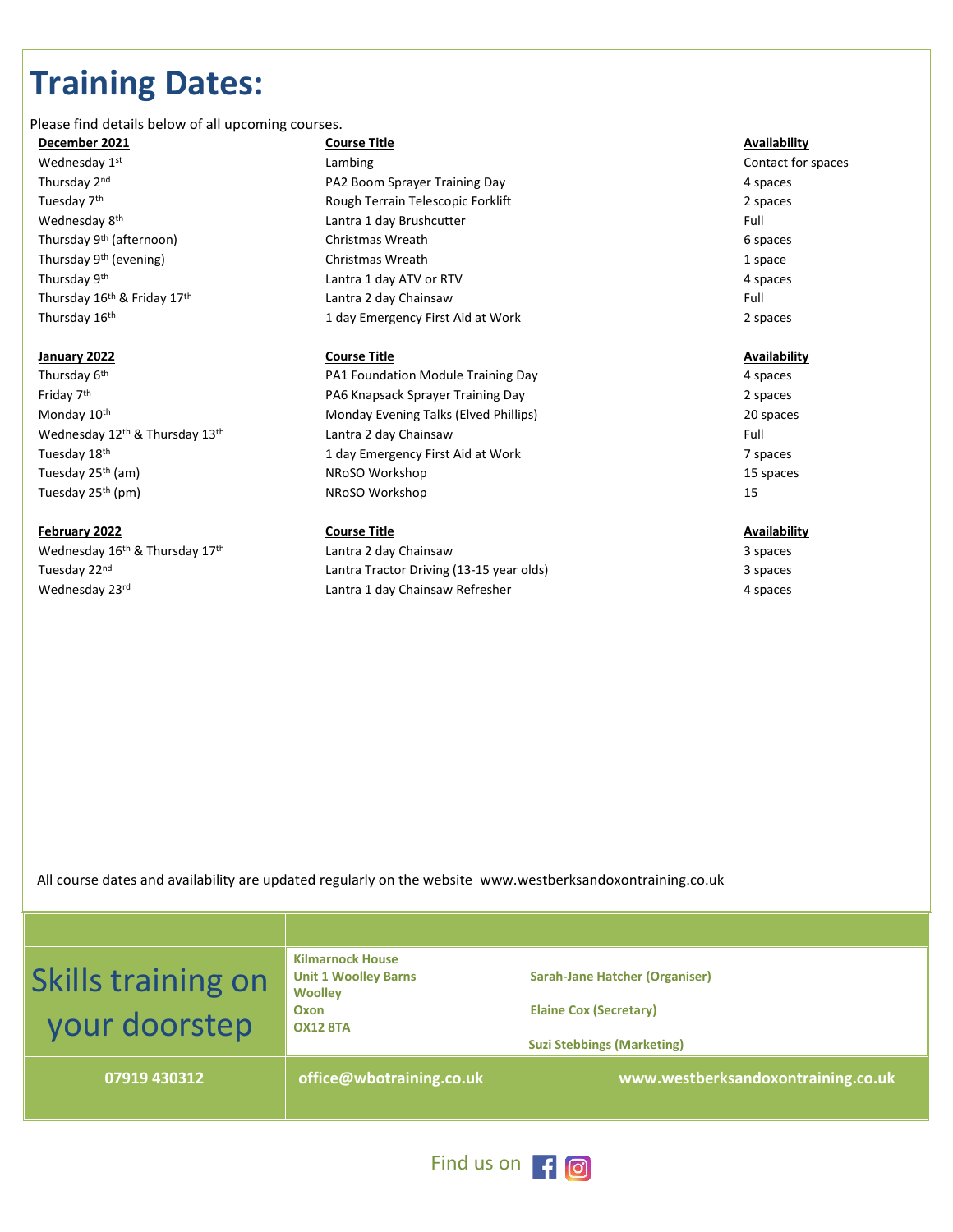# Training Dates:

Please find details below of all upcoming courses.

| December 2021 | Course Title | Availability |
|---|---|---|
| Wednesday 1st | Lambing | Contact for spaces |
| Thursday 2nd | PA2 Boom Sprayer Training Day | 4 spaces |
| Tuesday 7th | Rough Terrain Telescopic Forklift | 2 spaces |
| Wednesday 8th | Lantra 1 day Brushcutter | Full |
| Thursday 9th (afternoon) | Christmas Wreath | 6 spaces |
| Thursday 9th (evening) | Christmas Wreath | 1 space |
| Thursday 9th | Lantra 1 day ATV or RTV | 4 spaces |
| Thursday 16th & Friday 17th | Lantra 2 day Chainsaw | Full |
| Thursday 16th | 1 day Emergency First Aid at Work | 2 spaces |

| January 2022 | Course Title | Availability |
|---|---|---|
| Thursday 6th | PA1 Foundation Module Training Day | 4 spaces |
| Friday 7th | PA6 Knapsack Sprayer Training Day | 2 spaces |
| Monday 10th | Monday Evening Talks (Elved Phillips) | 20 spaces |
| Wednesday 12th & Thursday 13th | Lantra 2 day Chainsaw | Full |
| Tuesday 18th | 1 day Emergency First Aid at Work | 7 spaces |
| Tuesday 25th (am) | NRoSO Workshop | 15 spaces |
| Tuesday 25th (pm) | NRoSO Workshop | 15 |

| February 2022 | Course Title | Availability |
|---|---|---|
| Wednesday 16th & Thursday 17th | Lantra 2 day Chainsaw | 3 spaces |
| Tuesday 22nd | Lantra Tractor Driving (13-15 year olds) | 3 spaces |
| Wednesday 23rd | Lantra 1 day Chainsaw Refresher | 4 spaces |

All course dates and availability are updated regularly on the website www.westberksandoxontraining.co.uk

Skills training on your doorstep

**Kilmarnock House**
**Unit 1 Woolley Barns**
**Woolley**
**Oxon**
**OX12 8TA**

**Sarah-Jane Hatcher (Organiser)**

**Elaine Cox (Secretary)**

**Suzi Stebbings (Marketing)**

**07919 430312** | **office@wbotraining.co.uk** | **www.westberksandoxontraining.co.uk**

Find us on